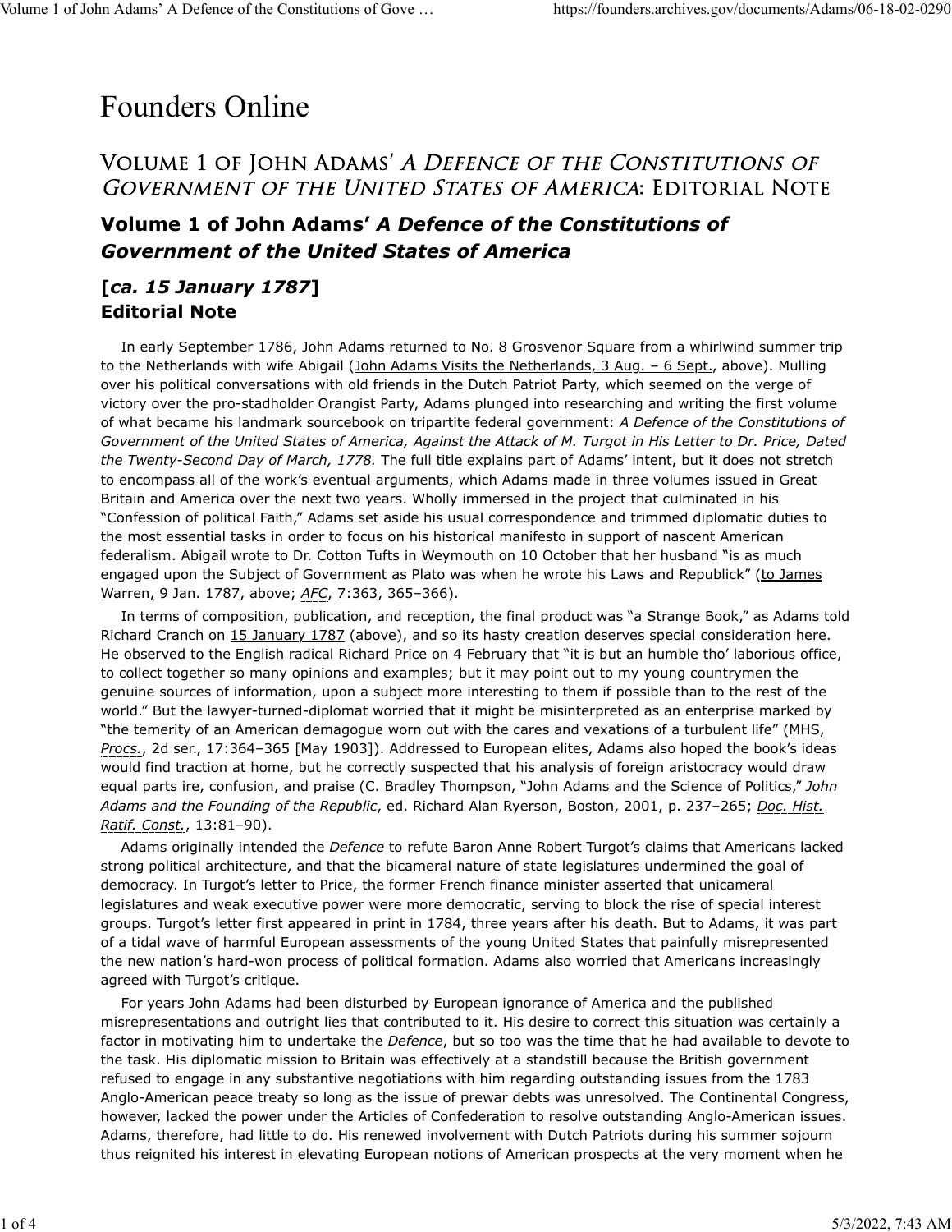# Founders Online

## Volume 1 of John Adams' *A Defence of the Constitutions of Government of the United States of America*: Editorial Note

### Volume 1 of John Adams' *A Defence of the Constitutions of Government of the United States of America*

### [*ca. 15 January 1787*]

### Editorial Note

In early September 1786, John Adams returned to No. 8 Grosvenor Square from a whirlwind summer trip to the Netherlands with wife Abigail (John Adams Visits the Netherlands, 3 Aug. – 6 Sept., above). Mulling over his political conversations with old friends in the Dutch Patriot Party, which seemed on the verge of victory over the pro-stadholder Orangist Party, Adams plunged into researching and writing the first volume of what became his landmark sourcebook on tripartite federal government: *A Defence of the Constitutions of Government of the United States of America, Against the Attack of M. Turgot in His Letter to Dr. Price, Dated the Twenty-Second Day of March, 1778.* The full title explains part of Adams' intent, but it does not stretch to encompass all of the work's eventual arguments, which Adams made in three volumes issued in Great Britain and America over the next two years. Wholly immersed in the project that culminated in his "Confession of political Faith," Adams set aside his usual correspondence and trimmed diplomatic duties to the most essential tasks in order to focus on his historical manifesto in support of nascent American federalism. Abigail wrote to Dr. Cotton Tufts in Weymouth on 10 October that her husband "is as much engaged upon the Subject of Government as Plato was when he wrote his Laws and Republick" (to James Warren, 9 Jan. 1787, above; *AFC*, 7:363, 365–366).

In terms of composition, publication, and reception, the final product was "a Strange Book," as Adams told Richard Cranch on 15 January 1787 (above), and so its hasty creation deserves special consideration here. He observed to the English radical Richard Price on 4 February that "it is but an humble tho' laborious office, to collect together so many opinions and examples; but it may point out to my young countrymen the genuine sources of information, upon a subject more interesting to them if possible than to the rest of the world." But the lawyer-turned-diplomat worried that it might be misinterpreted as an enterprise marked by "the temerity of an American demagogue worn out with the cares and vexations of a turbulent life" (MHS, *Procs.*, 2d ser., 17:364–365 [May 1903]). Addressed to European elites, Adams also hoped the book's ideas would find traction at home, but he correctly suspected that his analysis of foreign aristocracy would draw equal parts ire, confusion, and praise (C. Bradley Thompson, "John Adams and the Science of Politics," *John Adams and the Founding of the Republic*, ed. Richard Alan Ryerson, Boston, 2001, p. 237–265; *Doc. Hist. Ratif. Const.*, 13:81–90).

Adams originally intended the *Defence* to refute Baron Anne Robert Turgot's claims that Americans lacked strong political architecture, and that the bicameral nature of state legislatures undermined the goal of democracy. In Turgot's letter to Price, the former French finance minister asserted that unicameral legislatures and weak executive power were more democratic, serving to block the rise of special interest groups. Turgot's letter first appeared in print in 1784, three years after his death. But to Adams, it was part of a tidal wave of harmful European assessments of the young United States that painfully misrepresented the new nation's hard-won process of political formation. Adams also worried that Americans increasingly agreed with Turgot's critique.

For years John Adams had been disturbed by European ignorance of America and the published misrepresentations and outright lies that contributed to it. His desire to correct this situation was certainly a factor in motivating him to undertake the *Defence*, but so too was the time that he had available to devote to the task. His diplomatic mission to Britain was effectively at a standstill because the British government refused to engage in any substantive negotiations with him regarding outstanding issues from the 1783 Anglo-American peace treaty so long as the issue of prewar debts was unresolved. The Continental Congress, however, lacked the power under the Articles of Confederation to resolve outstanding Anglo-American issues. Adams, therefore, had little to do. His renewed involvement with Dutch Patriots during his summer sojourn thus reignited his interest in elevating European notions of American prospects at the very moment when he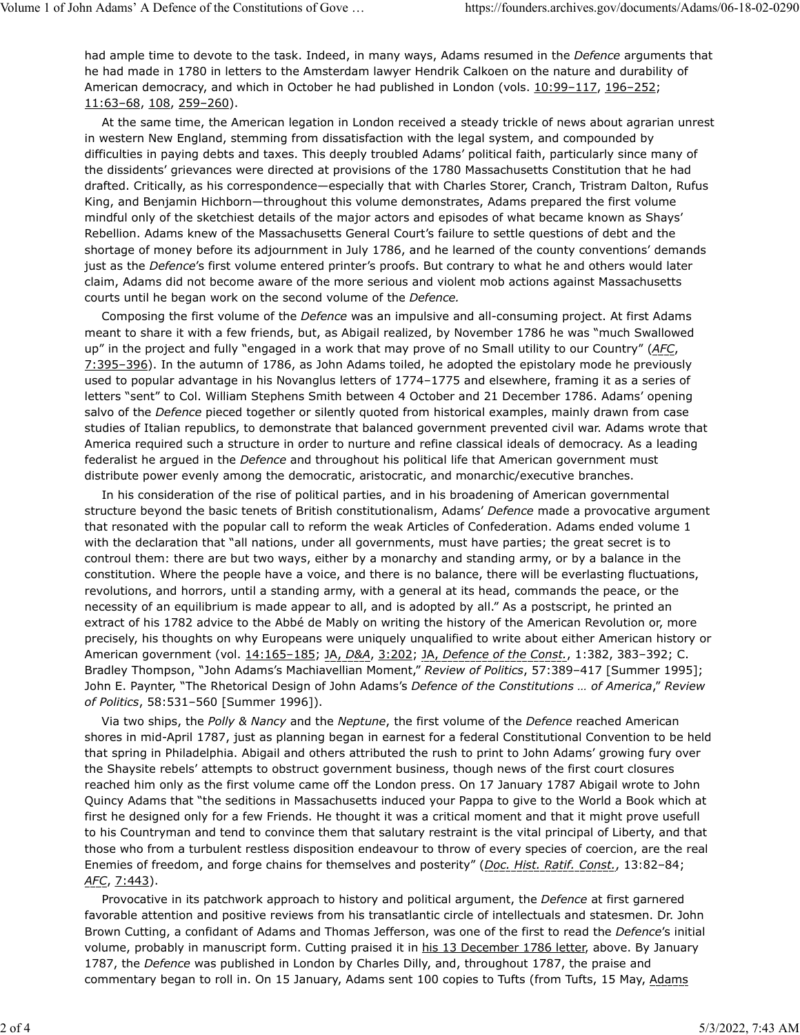had ample time to devote to the task. Indeed, in many ways, Adams resumed in the *Defence* arguments that he had made in 1780 in letters to the Amsterdam lawyer Hendrik Calkoen on the nature and durability of American democracy, and which in October he had published in London (vols. 10:99–117, 196–252; 11:63–68, 108, 259–260).

At the same time, the American legation in London received a steady trickle of news about agrarian unrest in western New England, stemming from dissatisfaction with the legal system, and compounded by difficulties in paying debts and taxes. This deeply troubled Adams' political faith, particularly since many of the dissidents' grievances were directed at provisions of the 1780 Massachusetts Constitution that he had drafted. Critically, as his correspondence—especially that with Charles Storer, Cranch, Tristram Dalton, Rufus King, and Benjamin Hichborn—throughout this volume demonstrates, Adams prepared the first volume mindful only of the sketchiest details of the major actors and episodes of what became known as Shays' Rebellion. Adams knew of the Massachusetts General Court's failure to settle questions of debt and the shortage of money before its adjournment in July 1786, and he learned of the county conventions' demands just as the *Defence*'s first volume entered printer's proofs. But contrary to what he and others would later claim, Adams did not become aware of the more serious and violent mob actions against Massachusetts courts until he began work on the second volume of the *Defence.*

Composing the first volume of the *Defence* was an impulsive and all-consuming project. At first Adams meant to share it with a few friends, but, as Abigail realized, by November 1786 he was "much Swallowed up" in the project and fully "engaged in a work that may prove of no Small utility to our Country" (*AFC*, 7:395–396). In the autumn of 1786, as John Adams toiled, he adopted the epistolary mode he previously used to popular advantage in his Novanglus letters of 1774–1775 and elsewhere, framing it as a series of letters "sent" to Col. William Stephens Smith between 4 October and 21 December 1786. Adams' opening salvo of the *Defence* pieced together or silently quoted from historical examples, mainly drawn from case studies of Italian republics, to demonstrate that balanced government prevented civil war. Adams wrote that America required such a structure in order to nurture and refine classical ideals of democracy. As a leading federalist he argued in the *Defence* and throughout his political life that American government must distribute power evenly among the democratic, aristocratic, and monarchic/executive branches.

In his consideration of the rise of political parties, and in his broadening of American governmental structure beyond the basic tenets of British constitutionalism, Adams' *Defence* made a provocative argument that resonated with the popular call to reform the weak Articles of Confederation. Adams ended volume 1 with the declaration that "all nations, under all governments, must have parties; the great secret is to controul them: there are but two ways, either by a monarchy and standing army, or by a balance in the constitution. Where the people have a voice, and there is no balance, there will be everlasting fluctuations, revolutions, and horrors, until a standing army, with a general at its head, commands the peace, or the necessity of an equilibrium is made appear to all, and is adopted by all." As a postscript, he printed an extract of his 1782 advice to the Abbé de Mably on writing the history of the American Revolution or, more precisely, his thoughts on why Europeans were uniquely unqualified to write about either American history or American government (vol. 14:165–185; JA, *D&A*, 3:202; JA, *Defence of the Const.*, 1:382, 383–392; C. Bradley Thompson, "John Adams's Machiavellian Moment," *Review of Politics*, 57:389–417 [Summer 1995]; John E. Paynter, "The Rhetorical Design of John Adams's *Defence of the Constitutions … of America*," *Review of Politics*, 58:531–560 [Summer 1996]).

Via two ships, the *Polly & Nancy* and the *Neptune*, the first volume of the *Defence* reached American shores in mid-April 1787, just as planning began in earnest for a federal Constitutional Convention to be held that spring in Philadelphia. Abigail and others attributed the rush to print to John Adams' growing fury over the Shaysite rebels' attempts to obstruct government business, though news of the first court closures reached him only as the first volume came off the London press. On 17 January 1787 Abigail wrote to John Quincy Adams that "the seditions in Massachusetts induced your Pappa to give to the World a Book which at first he designed only for a few Friends. He thought it was a critical moment and that it might prove usefull to his Countryman and tend to convince them that salutary restraint is the vital principal of Liberty, and that those who from a turbulent restless disposition endeavour to throw of every species of coercion, are the real Enemies of freedom, and forge chains for themselves and posterity" (*Doc. Hist. Ratif. Const.*, 13:82–84; *AFC*, 7:443).

Provocative in its patchwork approach to history and political argument, the *Defence* at first garnered favorable attention and positive reviews from his transatlantic circle of intellectuals and statesmen. Dr. John Brown Cutting, a confidant of Adams and Thomas Jefferson, was one of the first to read the *Defence*'s initial volume, probably in manuscript form. Cutting praised it in his 13 December 1786 letter, above. By January 1787, the *Defence* was published in London by Charles Dilly, and, throughout 1787, the praise and commentary began to roll in. On 15 January, Adams sent 100 copies to Tufts (from Tufts, 15 May, Adams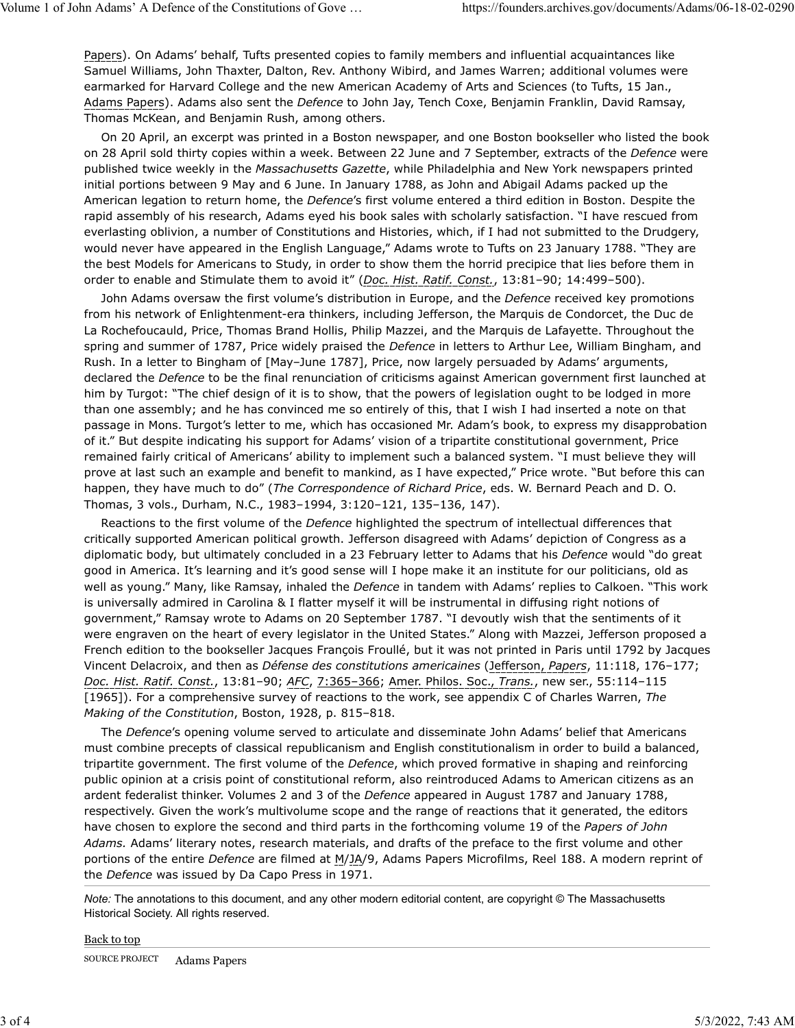Papers). On Adams' behalf, Tufts presented copies to family members and influential acquaintances like Samuel Williams, John Thaxter, Dalton, Rev. Anthony Wibird, and James Warren; additional volumes were earmarked for Harvard College and the new American Academy of Arts and Sciences (to Tufts, 15 Jan., Adams Papers). Adams also sent the *Defence* to John Jay, Tench Coxe, Benjamin Franklin, David Ramsay, Thomas McKean, and Benjamin Rush, among others.

On 20 April, an excerpt was printed in a Boston newspaper, and one Boston bookseller who listed the book on 28 April sold thirty copies within a week. Between 22 June and 7 September, extracts of the *Defence* were published twice weekly in the *Massachusetts Gazette*, while Philadelphia and New York newspapers printed initial portions between 9 May and 6 June. In January 1788, as John and Abigail Adams packed up the American legation to return home, the *Defence*'s first volume entered a third edition in Boston. Despite the rapid assembly of his research, Adams eyed his book sales with scholarly satisfaction. "I have rescued from everlasting oblivion, a number of Constitutions and Histories, which, if I had not submitted to the Drudgery, would never have appeared in the English Language," Adams wrote to Tufts on 23 January 1788. "They are the best Models for Americans to Study, in order to show them the horrid precipice that lies before them in order to enable and Stimulate them to avoid it" (*Doc. Hist. Ratif. Const.*, 13:81–90; 14:499–500).

John Adams oversaw the first volume's distribution in Europe, and the *Defence* received key promotions from his network of Enlightenment-era thinkers, including Jefferson, the Marquis de Condorcet, the Duc de La Rochefoucauld, Price, Thomas Brand Hollis, Philip Mazzei, and the Marquis de Lafayette. Throughout the spring and summer of 1787, Price widely praised the *Defence* in letters to Arthur Lee, William Bingham, and Rush. In a letter to Bingham of [May–June 1787], Price, now largely persuaded by Adams' arguments, declared the *Defence* to be the final renunciation of criticisms against American government first launched at him by Turgot: "The chief design of it is to show, that the powers of legislation ought to be lodged in more than one assembly; and he has convinced me so entirely of this, that I wish I had inserted a note on that passage in Mons. Turgot's letter to me, which has occasioned Mr. Adam's book, to express my disapprobation of it." But despite indicating his support for Adams' vision of a tripartite constitutional government, Price remained fairly critical of Americans' ability to implement such a balanced system. "I must believe they will prove at last such an example and benefit to mankind, as I have expected," Price wrote. "But before this can happen, they have much to do" (*The Correspondence of Richard Price*, eds. W. Bernard Peach and D. O. Thomas, 3 vols., Durham, N.C., 1983–1994, 3:120–121, 135–136, 147).

Reactions to the first volume of the *Defence* highlighted the spectrum of intellectual differences that critically supported American political growth. Jefferson disagreed with Adams' depiction of Congress as a diplomatic body, but ultimately concluded in a 23 February letter to Adams that his *Defence* would "do great good in America. It's learning and it's good sense will I hope make it an institute for our politicians, old as well as young." Many, like Ramsay, inhaled the *Defence* in tandem with Adams' replies to Calkoen. "This work is universally admired in Carolina & I flatter myself it will be instrumental in diffusing right notions of government," Ramsay wrote to Adams on 20 September 1787. "I devoutly wish that the sentiments of it were engraven on the heart of every legislator in the United States." Along with Mazzei, Jefferson proposed a French edition to the bookseller Jacques François Froullé, but it was not printed in Paris until 1792 by Jacques Vincent Delacroix, and then as *Défense des constitutions americaines* (Jefferson, *Papers*, 11:118, 176–177; *Doc. Hist. Ratif. Const.*, 13:81–90; *AFC*, 7:365–366; Amer. Philos. Soc., *Trans.*, new ser., 55:114–115 [1965]). For a comprehensive survey of reactions to the work, see appendix C of Charles Warren, *The Making of the Constitution*, Boston, 1928, p. 815–818.

The *Defence*'s opening volume served to articulate and disseminate John Adams' belief that Americans must combine precepts of classical republicanism and English constitutionalism in order to build a balanced, tripartite government. The first volume of the *Defence*, which proved formative in shaping and reinforcing public opinion at a crisis point of constitutional reform, also reintroduced Adams to American citizens as an ardent federalist thinker. Volumes 2 and 3 of the *Defence* appeared in August 1787 and January 1788, respectively. Given the work's multivolume scope and the range of reactions that it generated, the editors have chosen to explore the second and third parts in the forthcoming volume 19 of the *Papers of John Adams.* Adams' literary notes, research materials, and drafts of the preface to the first volume and other portions of the entire *Defence* are filmed at M/JA/9, Adams Papers Microfilms, Reel 188. A modern reprint of the *Defence* was issued by Da Capo Press in 1971.

*Note:* The annotations to this document, and any other modern editorial content, are copyright © The Massachusetts Historical Society. All rights reserved.

Back to top

SOURCE PROJECT Adams Papers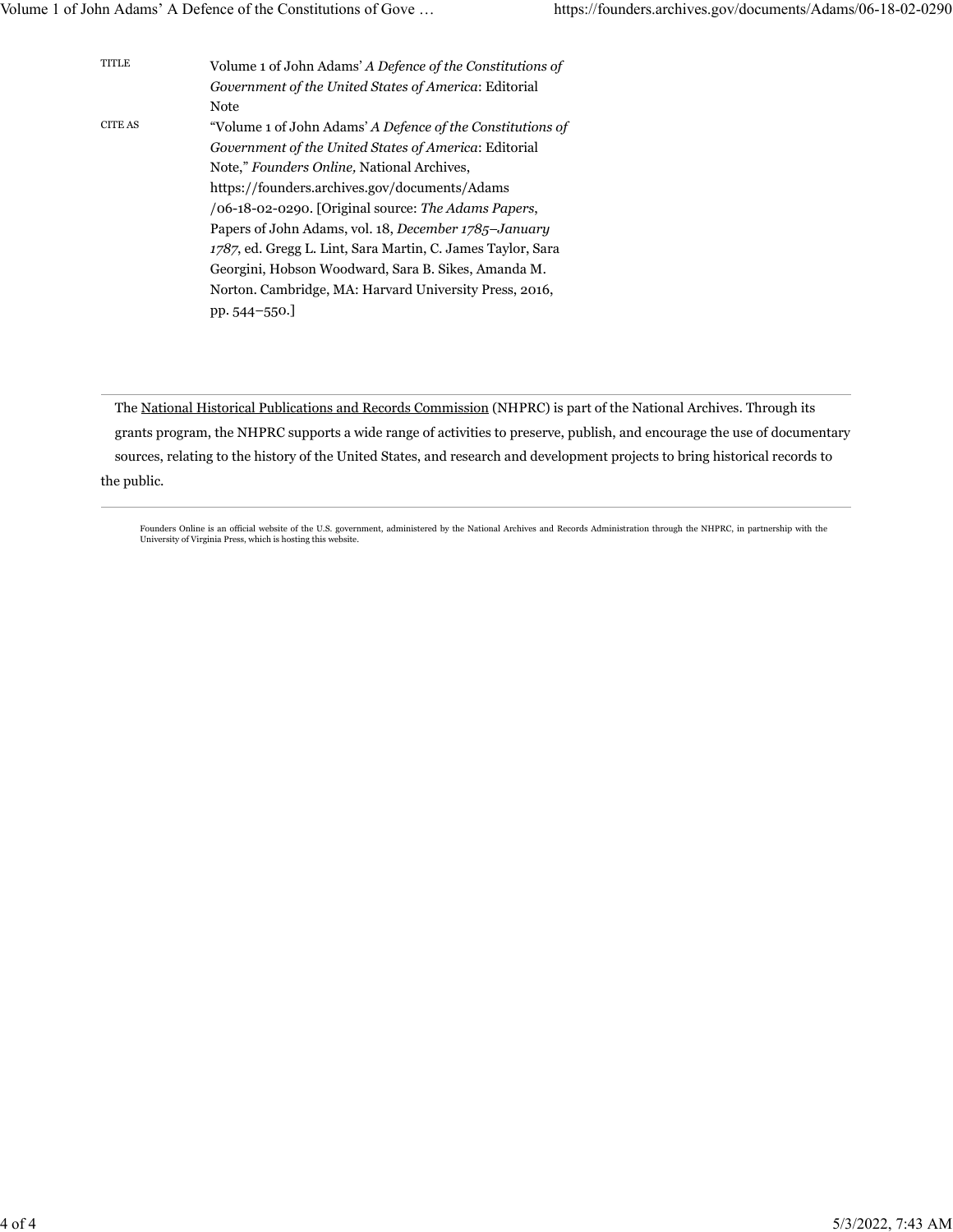| | |
|---|---|
| TITLE | Volume 1 of John Adams' *A Defence of the Constitutions of Government of the United States of America*: Editorial Note |
| CITE AS | "Volume 1 of John Adams' *A Defence of the Constitutions of Government of the United States of America*: Editorial Note," *Founders Online,* National Archives, https://founders.archives.gov/documents/Adams/06-18-02-0290. [Original source: *The Adams Papers*, Papers of John Adams, vol. 18, *December 1785–January 1787*, ed. Gregg L. Lint, Sara Martin, C. James Taylor, Sara Georgini, Hobson Woodward, Sara B. Sikes, Amanda M. Norton. Cambridge, MA: Harvard University Press, 2016, pp. 544–550.] |

---

The National Historical Publications and Records Commission (NHPRC) is part of the National Archives. Through its grants program, the NHPRC supports a wide range of activities to preserve, publish, and encourage the use of documentary sources, relating to the history of the United States, and research and development projects to bring historical records to the public.

---

Founders Online is an official website of the U.S. government, administered by the National Archives and Records Administration through the NHPRC, in partnership with the University of Virginia Press, which is hosting this website.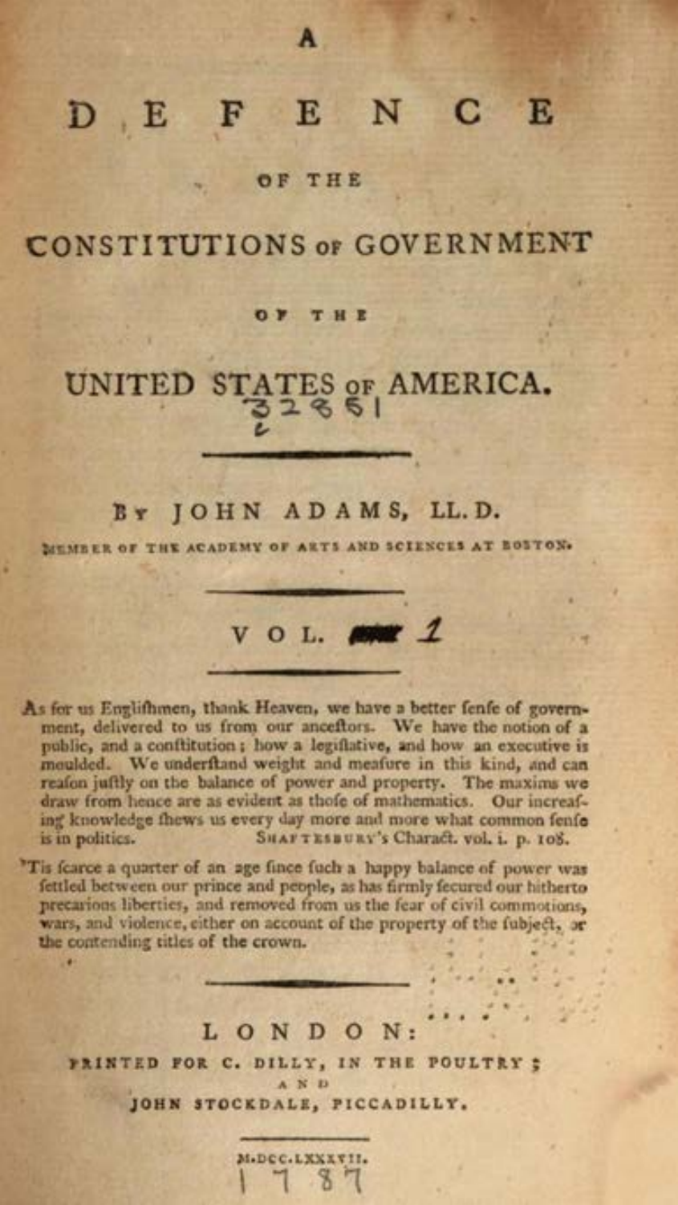# A DEFENCE OF THE CONSTITUTIONS OF GOVERNMENT OF THE UNITED STATES OF AMERICA.

32851

By JOHN ADAMS, LL.D.

MEMBER OF THE ACADEMY OF ARTS AND SCIENCES AT BOSTON.

VOL. 1

As for us Englifhmen, thank Heaven, we have a better fenfe of government, delivered to us from our anceftors. We have the notion of a public, and a conftitution; how a legiflative, and how an executive is moulded. We underftand weight and meafure in this kind, and can reafon juftly on the balance of power and property. The maxims we draw from hence are as evident as thofe of mathematics. Our increafing knowledge fhews us every day more and more what common fenfe is in politics. SHAFTESBURY's Charact. vol. i. p. 108.

'Tis fcarce a quarter of an age fince fuch a happy balance of power was fettled between our prince and people, as has firmly fecured our hitherto precarious liberties, and removed from us the fear of civil commotions, wars, and violence, either on account of the property of the fubject, or the contending titles of the crown.

LONDON:

PRINTED FOR C. DILLY, IN THE POULTRY; AND JOHN STOCKDALE, PICCADILLY.

M.DCC.LXXXVII.

1787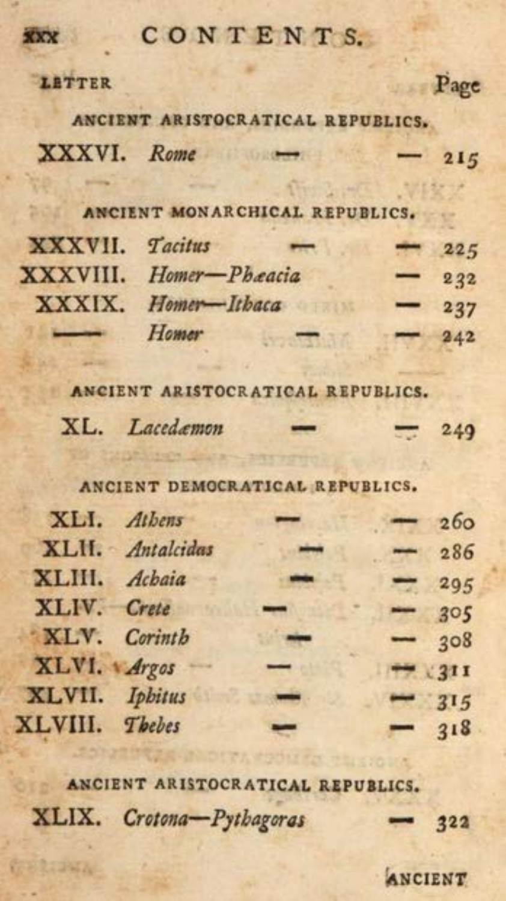# CONTENTS.

| LETTER | | Page |
|---|---|---|
| | ANCIENT ARISTOCRATICAL REPUBLICS. | |
| XXXVI. | *Rome* — | 215 |
| | ANCIENT MONARCHICAL REPUBLICS. | |
| XXXVII. | *Tacitus* — | 225 |
| XXXVIII. | *Homer—Phæacia* | 232 |
| XXXIX. | *Homer—Ithaca* | 237 |
| —— | *Homer* — | 242 |
| | ANCIENT ARISTOCRATICAL REPUBLICS. | |
| XL. | *Lacedæmon* — | 249 |
| | ANCIENT DEMOCRATICAL REPUBLICS. | |
| XLI. | *Athens* — | 260 |
| XLII. | *Antalcidas* — | 286 |
| XLIII. | *Achaia* — | 295 |
| XLIV. | *Crete* — | 305 |
| XLV. | *Corinth* — | 308 |
| XLVI. | *Argos* — | 311 |
| XLVII. | *Iphitus* — | 315 |
| XLVIII. | *Thebes* — | 318 |
| | ANCIENT ARISTOCRATICAL REPUBLICS. | |
| XLIX. | *Crotona—Pythagoras* | 322 |

ANCIENT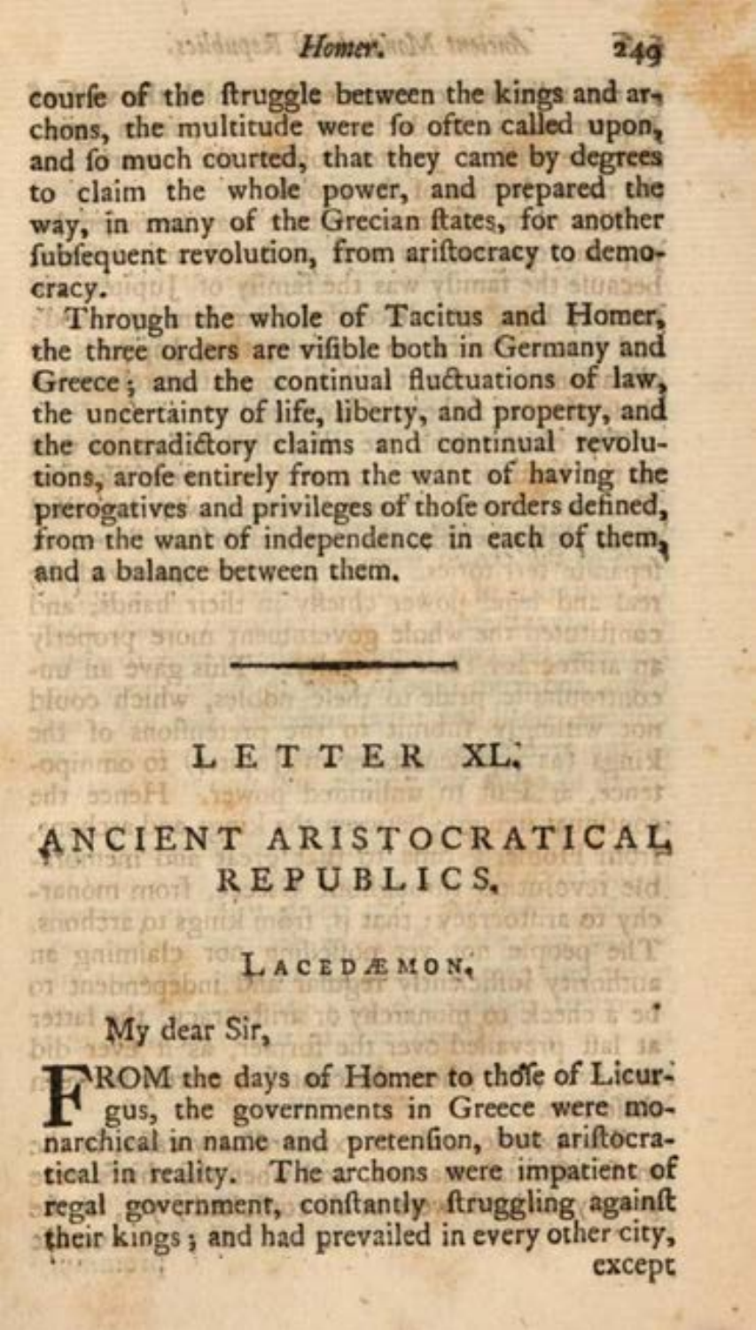course of the struggle between the kings and archons, the multitude were so often called upon, and so much courted, that they came by degrees to claim the whole power, and prepared the way, in many of the Grecian states, for another subsequent revolution, from aristocracy to democracy.

Through the whole of Tacitus and Homer, the three orders are visible both in Germany and Greece; and the continual fluctuations of law, the uncertainty of life, liberty, and property, and the contradictory claims and continual revolutions, arose entirely from the want of having the prerogatives and privileges of those orders defined, from the want of independence in each of them, and a balance between them.

---

## LETTER XL.

## ANCIENT ARISTOCRATICAL REPUBLICS.

### LACEDÆMON.

My dear Sir,

FROM the days of Homer to those of Licurgus, the governments in Greece were monarchical in name and pretension, but aristocratical in reality. The archons were impatient of regal government, constantly struggling against their kings; and had prevailed in every other city, except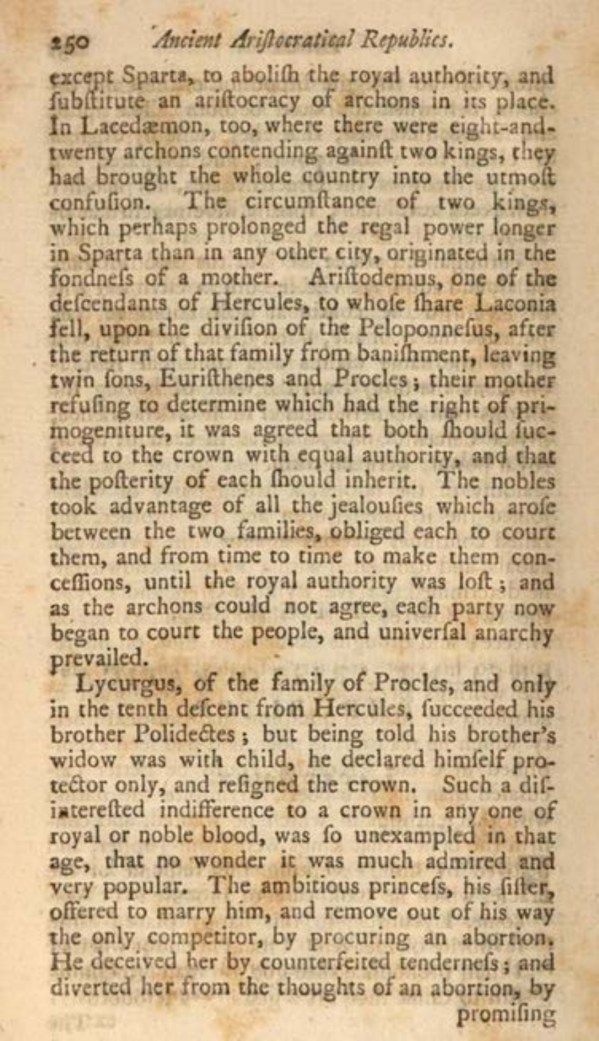except Sparta, to abolish the royal authority, and substitute an aristocracy of archons in its place. In Lacedæmon, too, where there were eight-and-twenty archons contending against two kings, they had brought the whole country into the utmost confusion. The circumstance of two kings, which perhaps prolonged the regal power longer in Sparta than in any other city, originated in the fondness of a mother. Aristodemus, one of the descendants of Hercules, to whose share Laconia fell, upon the division of the Peloponnesus, after the return of that family from banishment, leaving twin sons, Euristhenes and Procles; their mother refusing to determine which had the right of primogeniture, it was agreed that both should succeed to the crown with equal authority, and that the posterity of each should inherit. The nobles took advantage of all the jealousies which arose between the two families, obliged each to court them, and from time to time to make them concessions, until the royal authority was lost; and as the archons could not agree, each party now began to court the people, and universal anarchy prevailed.

Lycurgus, of the family of Procles, and only in the tenth descent from Hercules, succeeded his brother Polidectes; but being told his brother's widow was with child, he declared himself protector only, and resigned the crown. Such a disinterested indifference to a crown in any one of royal or noble blood, was so unexampled in that age, that no wonder it was much admired and very popular. The ambitious princess, his sister, offered to marry him, and remove out of his way the only competitor, by procuring an abortion. He deceived her by counterfeited tenderness; and diverted her from the thoughts of an abortion, by promising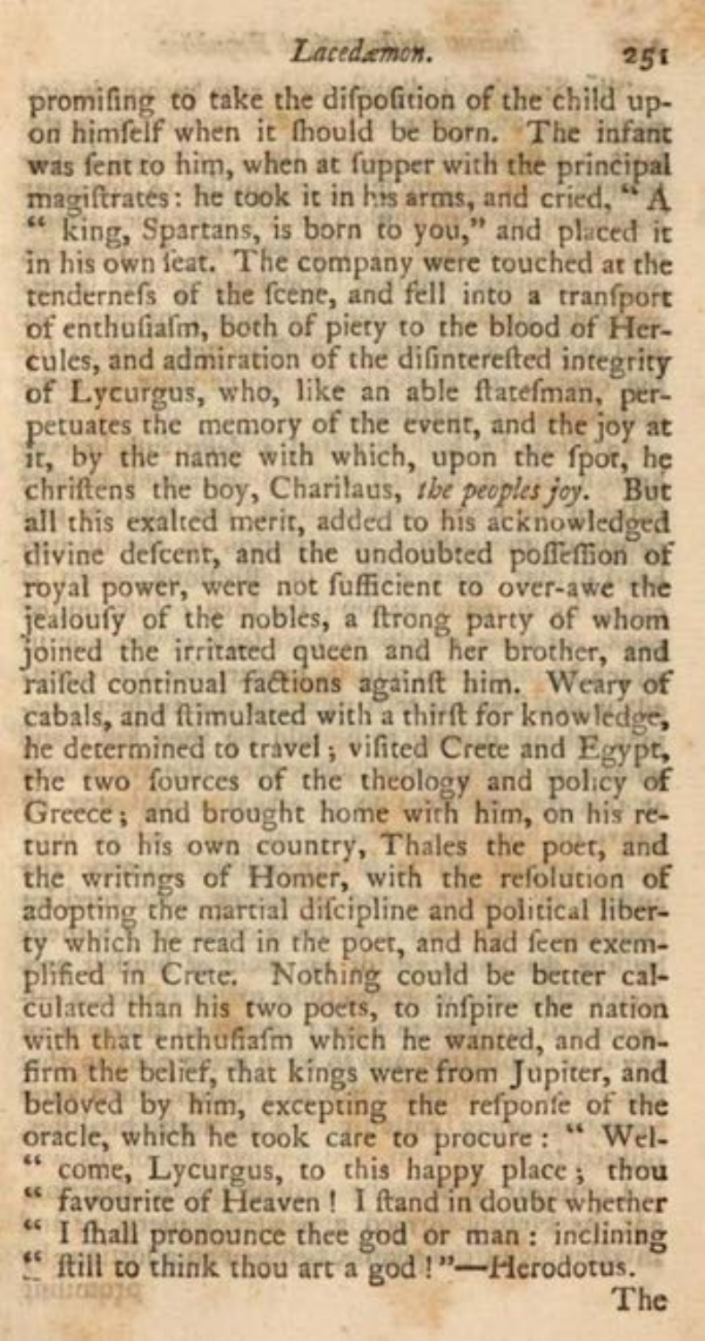promiſing to take the diſpoſition of the child upon himſelf when it ſhould be born. The infant was ſent to him, when at ſupper with the principal magiſtrates: he took it in his arms, and cried, "A King, Spartans, is born to you," and placed it in his own ſeat. The company were touched at the tenderneſs of the ſcene, and fell into a tranſport of enthuſiaſm, both of piety to the blood of Hercules, and admiration of the diſintereſted integrity of Lycurgus, who, like an able ſtateſman, perpetuates the memory of the event, and the joy at it, by the name with which, upon the ſpot, he chriſtens the boy, Charilaus, *the peoples joy*. But all this exalted merit, added to his acknowledged divine deſcent, and the undoubted poſſeſſion of royal power, were not ſufficient to over-awe the jealouſy of the nobles, a ſtrong party of whom joined the irritated queen and her brother, and raiſed continual factions againſt him. Weary of cabals, and ſtimulated with a thirſt for knowledge, he determined to travel; viſited Crete and Egypt, the two ſources of the theology and policy of Greece; and brought home with him, on his return to his own country, Thales the poet, and the writings of Homer, with the reſolution of adopting the martial diſcipline and political liberty which he read in the poet, and had ſeen exemplified in Crete. Nothing could be better calculated than his two poets, to inſpire the nation with that enthuſiaſm which he wanted, and confirm the belief, that kings were from Jupiter, and beloved by him, excepting the reſponſe of the oracle, which he took care to procure: "Welcome, Lycurgus, to this happy place; thou favourite of Heaven! I ſtand in doubt whether I ſhall pronounce thee god or man: inclining ſtill to think thou art a god!"—Herodotus.

The